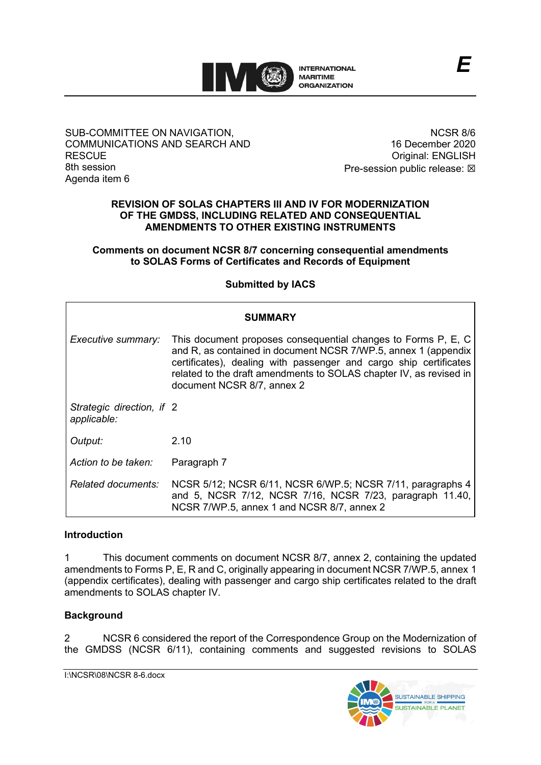INTERNATIONAL MARITIME ORGANIZATION

E

SUB-COMMITTEE ON NAVIGATION, COMMUNICATIONS AND SEARCH AND RESCUE
8th session
Agenda item 6

NCSR 8/6
16 December 2020
Original: ENGLISH
Pre-session public release: ☒

## REVISION OF SOLAS CHAPTERS III AND IV FOR MODERNIZATION OF THE GMDSS, INCLUDING RELATED AND CONSEQUENTIAL AMENDMENTS TO OTHER EXISTING INSTRUMENTS

### Comments on document NCSR 8/7 concerning consequential amendments to SOLAS Forms of Certificates and Records of Equipment

**Submitted by IACS**

| SUMMARY | |
|---|---|
| *Executive summary:* | This document proposes consequential changes to Forms P, E, C and R, as contained in document NCSR 7/WP.5, annex 1 (appendix certificates), dealing with passenger and cargo ship certificates related to the draft amendments to SOLAS chapter IV, as revised in document NCSR 8/7, annex 2 |
| *Strategic direction, if applicable:* | 2 |
| *Output:* | 2.10 |
| *Action to be taken:* | Paragraph 7 |
| *Related documents:* | NCSR 5/12; NCSR 6/11, NCSR 6/WP.5; NCSR 7/11, paragraphs 4 and 5, NCSR 7/12, NCSR 7/16, NCSR 7/23, paragraph 11.40, NCSR 7/WP.5, annex 1 and NCSR 8/7, annex 2 |

**Introduction**

1 This document comments on document NCSR 8/7, annex 2, containing the updated amendments to Forms P, E, R and C, originally appearing in document NCSR 7/WP.5, annex 1 (appendix certificates), dealing with passenger and cargo ship certificates related to the draft amendments to SOLAS chapter IV.

**Background**

2 NCSR 6 considered the report of the Correspondence Group on the Modernization of the GMDSS (NCSR 6/11), containing comments and suggested revisions to SOLAS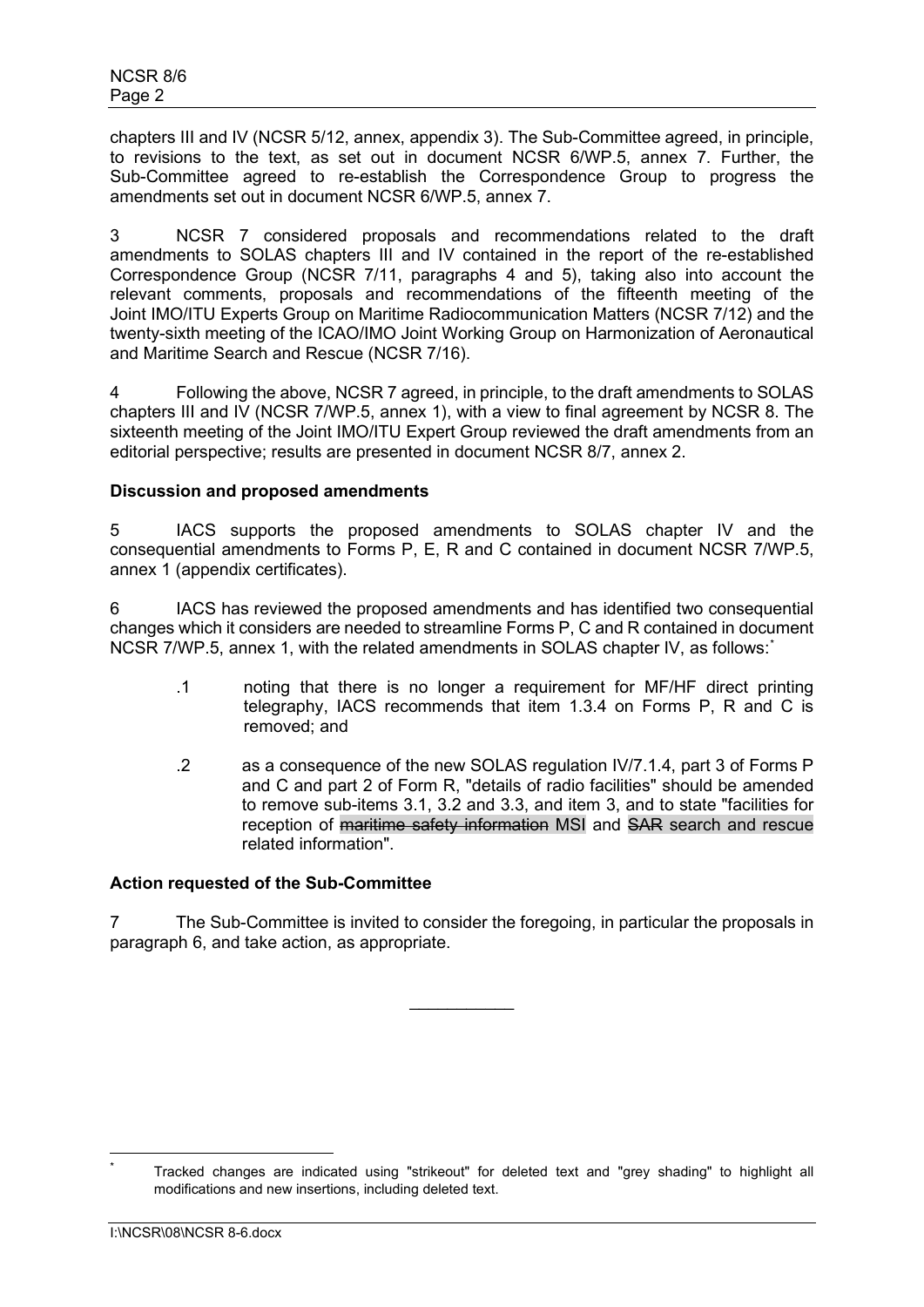chapters III and IV (NCSR 5/12, annex, appendix 3). The Sub-Committee agreed, in principle, to revisions to the text, as set out in document NCSR 6/WP.5, annex 7. Further, the Sub-Committee agreed to re-establish the Correspondence Group to progress the amendments set out in document NCSR 6/WP.5, annex 7.

3 NCSR 7 considered proposals and recommendations related to the draft amendments to SOLAS chapters III and IV contained in the report of the re-established Correspondence Group (NCSR 7/11, paragraphs 4 and 5), taking also into account the relevant comments, proposals and recommendations of the fifteenth meeting of the Joint IMO/ITU Experts Group on Maritime Radiocommunication Matters (NCSR 7/12) and the twenty-sixth meeting of the ICAO/IMO Joint Working Group on Harmonization of Aeronautical and Maritime Search and Rescue (NCSR 7/16).

4 Following the above, NCSR 7 agreed, in principle, to the draft amendments to SOLAS chapters III and IV (NCSR 7/WP.5, annex 1), with a view to final agreement by NCSR 8. The sixteenth meeting of the Joint IMO/ITU Expert Group reviewed the draft amendments from an editorial perspective; results are presented in document NCSR 8/7, annex 2.

**Discussion and proposed amendments**

5 IACS supports the proposed amendments to SOLAS chapter IV and the consequential amendments to Forms P, E, R and C contained in document NCSR 7/WP.5, annex 1 (appendix certificates).

6 IACS has reviewed the proposed amendments and has identified two consequential changes which it considers are needed to streamline Forms P, C and R contained in document NCSR 7/WP.5, annex 1, with the related amendments in SOLAS chapter IV, as follows:*

.1 noting that there is no longer a requirement for MF/HF direct printing telegraphy, IACS recommends that item 1.3.4 on Forms P, R and C is removed; and

.2 as a consequence of the new SOLAS regulation IV/7.1.4, part 3 of Forms P and C and part 2 of Form R, "details of radio facilities" should be amended to remove sub-items 3.1, 3.2 and 3.3, and item 3, and to state "facilities for reception of ~~maritime safety information~~ MSI and ~~SAR~~ search and rescue related information".

**Action requested of the Sub-Committee**

7 The Sub-Committee is invited to consider the foregoing, in particular the proposals in paragraph 6, and take action, as appropriate.

___________

\* Tracked changes are indicated using "strikeout" for deleted text and "grey shading" to highlight all modifications and new insertions, including deleted text.